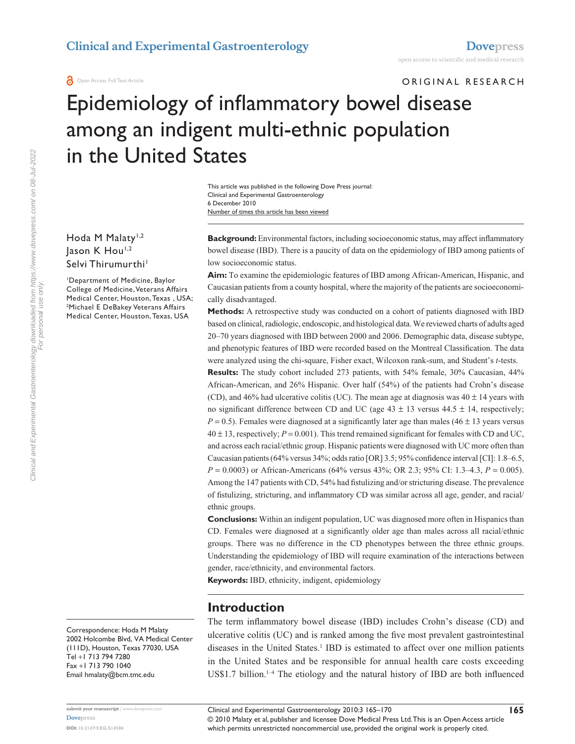# Epidemiology of inflammatory bowel disease among an indigent multi-ethnic population in the United States

ORIGINAL RESEARCH

This article was published in the following Dove Press journal:
Clinical and Experimental Gastroenterology
6 December 2010
Number of times this article has been viewed

Hoda M Malaty[1,2]
Jason K Hou[1,2]
Selvi Thirumurthi[1]

[1]Department of Medicine, Baylor College of Medicine, Veterans Affairs Medical Center, Houston, Texas , USA; [2]Michael E DeBakey Veterans Affairs Medical Center, Houston, Texas, USA

Correspondence: Hoda M Malaty
2002 Holcombe Blvd, VA Medical Center (111D), Houston, Texas 77030, USA
Tel +1 713 794 7280
Fax +1 713 790 1040
Email hmalaty@bcm.tmc.edu

**Background:** Environmental factors, including socioeconomic status, may affect inflammatory bowel disease (IBD). There is a paucity of data on the epidemiology of IBD among patients of low socioeconomic status.

**Aim:** To examine the epidemiologic features of IBD among African-American, Hispanic, and Caucasian patients from a county hospital, where the majority of the patients are socioeconomically disadvantaged.

**Methods:** A retrospective study was conducted on a cohort of patients diagnosed with IBD based on clinical, radiologic, endoscopic, and histological data. We reviewed charts of adults aged 20–70 years diagnosed with IBD between 2000 and 2006. Demographic data, disease subtype, and phenotypic features of IBD were recorded based on the Montreal Classification. The data were analyzed using the chi-square, Fisher exact, Wilcoxon rank-sum, and Student's *t*-tests.

**Results:** The study cohort included 273 patients, with 54% female, 30% Caucasian, 44% African-American, and 26% Hispanic. Over half (54%) of the patients had Crohn's disease (CD), and 46% had ulcerative colitis (UC). The mean age at diagnosis was 40 ± 14 years with no significant difference between CD and UC (age 43 ± 13 versus 44.5 ± 14, respectively; $P = 0.5$). Females were diagnosed at a significantly later age than males (46 ± 13 years versus 40 ± 13, respectively; $P = 0.001$). This trend remained significant for females with CD and UC, and across each racial/ethnic group. Hispanic patients were diagnosed with UC more often than Caucasian patients (64% versus 34%; odds ratio [OR] 3.5; 95% confidence interval [CI]: 1.8–6.5, $P = 0.0003$) or African-Americans (64% versus 43%; OR 2.3; 95% CI: 1.3–4.3, $P = 0.005$). Among the 147 patients with CD, 54% had fistulizing and/or stricturing disease. The prevalence of fistulizing, stricturing, and inflammatory CD was similar across all age, gender, and racial/ethnic groups.

**Conclusions:** Within an indigent population, UC was diagnosed more often in Hispanics than CD. Females were diagnosed at a significantly older age than males across all racial/ethnic groups. There was no difference in the CD phenotypes between the three ethnic groups. Understanding the epidemiology of IBD will require examination of the interactions between gender, race/ethnicity, and environmental factors.

**Keywords:** IBD, ethnicity, indigent, epidemiology

## Introduction

The term inflammatory bowel disease (IBD) includes Crohn's disease (CD) and ulcerative colitis (UC) and is ranked among the five most prevalent gastrointestinal diseases in the United States.[1] IBD is estimated to affect over one million patients in the United States and be responsible for annual health care costs exceeding US$1.7 billion.[1–4] The etiology and the natural history of IBD are both influenced

© 2010 Malaty et al, publisher and licensee Dove Medical Press Ltd. This is an Open Access article which permits unrestricted noncommercial use, provided the original work is properly cited.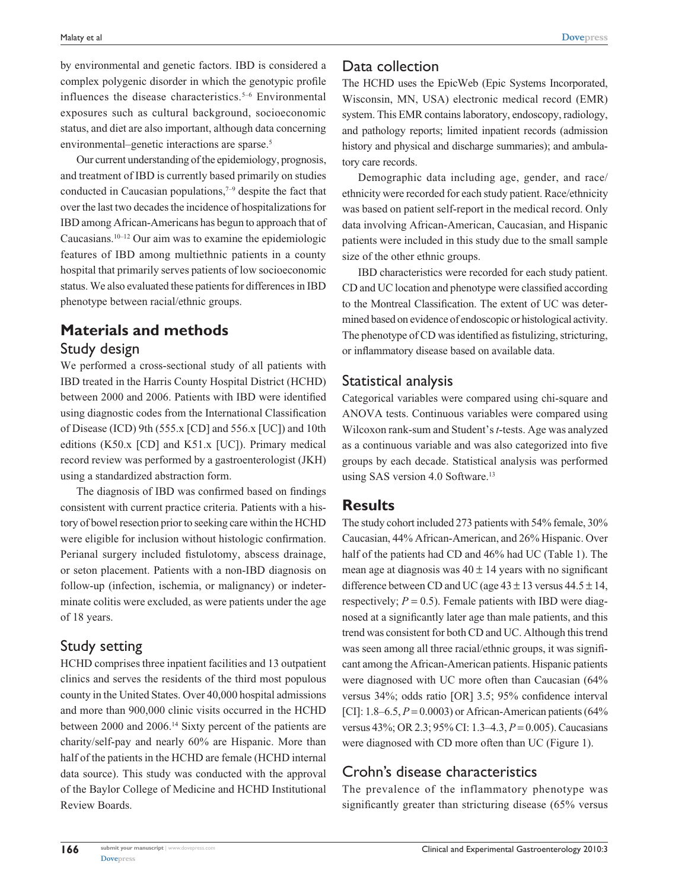by environmental and genetic factors. IBD is considered a complex polygenic disorder in which the genotypic profile influences the disease characteristics.[5–6] Environmental exposures such as cultural background, socioeconomic status, and diet are also important, although data concerning environmental–genetic interactions are sparse.[5]

Our current understanding of the epidemiology, prognosis, and treatment of IBD is currently based primarily on studies conducted in Caucasian populations,[7–9] despite the fact that over the last two decades the incidence of hospitalizations for IBD among African-Americans has begun to approach that of Caucasians.[10–12] Our aim was to examine the epidemiologic features of IBD among multiethnic patients in a county hospital that primarily serves patients of low socioeconomic status. We also evaluated these patients for differences in IBD phenotype between racial/ethnic groups.

## Materials and methods

### Study design

We performed a cross-sectional study of all patients with IBD treated in the Harris County Hospital District (HCHD) between 2000 and 2006. Patients with IBD were identified using diagnostic codes from the International Classification of Disease (ICD) 9th (555.x [CD] and 556.x [UC]) and 10th editions (K50.x [CD] and K51.x [UC]). Primary medical record review was performed by a gastroenterologist (JKH) using a standardized abstraction form.

The diagnosis of IBD was confirmed based on findings consistent with current practice criteria. Patients with a history of bowel resection prior to seeking care within the HCHD were eligible for inclusion without histologic confirmation. Perianal surgery included fistulotomy, abscess drainage, or seton placement. Patients with a non-IBD diagnosis on follow-up (infection, ischemia, or malignancy) or indeterminate colitis were excluded, as were patients under the age of 18 years.

### Study setting

HCHD comprises three inpatient facilities and 13 outpatient clinics and serves the residents of the third most populous county in the United States. Over 40,000 hospital admissions and more than 900,000 clinic visits occurred in the HCHD between 2000 and 2006.[14] Sixty percent of the patients are charity/self-pay and nearly 60% are Hispanic. More than half of the patients in the HCHD are female (HCHD internal data source). This study was conducted with the approval of the Baylor College of Medicine and HCHD Institutional Review Boards.

### Data collection

The HCHD uses the EpicWeb (Epic Systems Incorporated, Wisconsin, MN, USA) electronic medical record (EMR) system. This EMR contains laboratory, endoscopy, radiology, and pathology reports; limited inpatient records (admission history and physical and discharge summaries); and ambulatory care records.

Demographic data including age, gender, and race/ethnicity were recorded for each study patient. Race/ethnicity was based on patient self-report in the medical record. Only data involving African-American, Caucasian, and Hispanic patients were included in this study due to the small sample size of the other ethnic groups.

IBD characteristics were recorded for each study patient. CD and UC location and phenotype were classified according to the Montreal Classification. The extent of UC was determined based on evidence of endoscopic or histological activity. The phenotype of CD was identified as fistulizing, stricturing, or inflammatory disease based on available data.

### Statistical analysis

Categorical variables were compared using chi-square and ANOVA tests. Continuous variables were compared using Wilcoxon rank-sum and Student's *t*-tests. Age was analyzed as a continuous variable and was also categorized into five groups by each decade. Statistical analysis was performed using SAS version 4.0 Software.[13]

## Results

The study cohort included 273 patients with 54% female, 30% Caucasian, 44% African-American, and 26% Hispanic. Over half of the patients had CD and 46% had UC (Table 1). The mean age at diagnosis was $40 \pm 14$ years with no significant difference between CD and UC (age $43 \pm 13$ versus $44.5 \pm 14$, respectively; $P = 0.5$). Female patients with IBD were diagnosed at a significantly later age than male patients, and this trend was consistent for both CD and UC. Although this trend was seen among all three racial/ethnic groups, it was significant among the African-American patients. Hispanic patients were diagnosed with UC more often than Caucasian (64% versus 34%; odds ratio [OR] 3.5; 95% confidence interval [CI]: 1.8–6.5, $P = 0.0003$) or African-American patients (64% versus 43%; OR 2.3; 95% CI: 1.3–4.3, $P = 0.005$). Caucasians were diagnosed with CD more often than UC (Figure 1).

### Crohn's disease characteristics

The prevalence of the inflammatory phenotype was significantly greater than stricturing disease (65% versus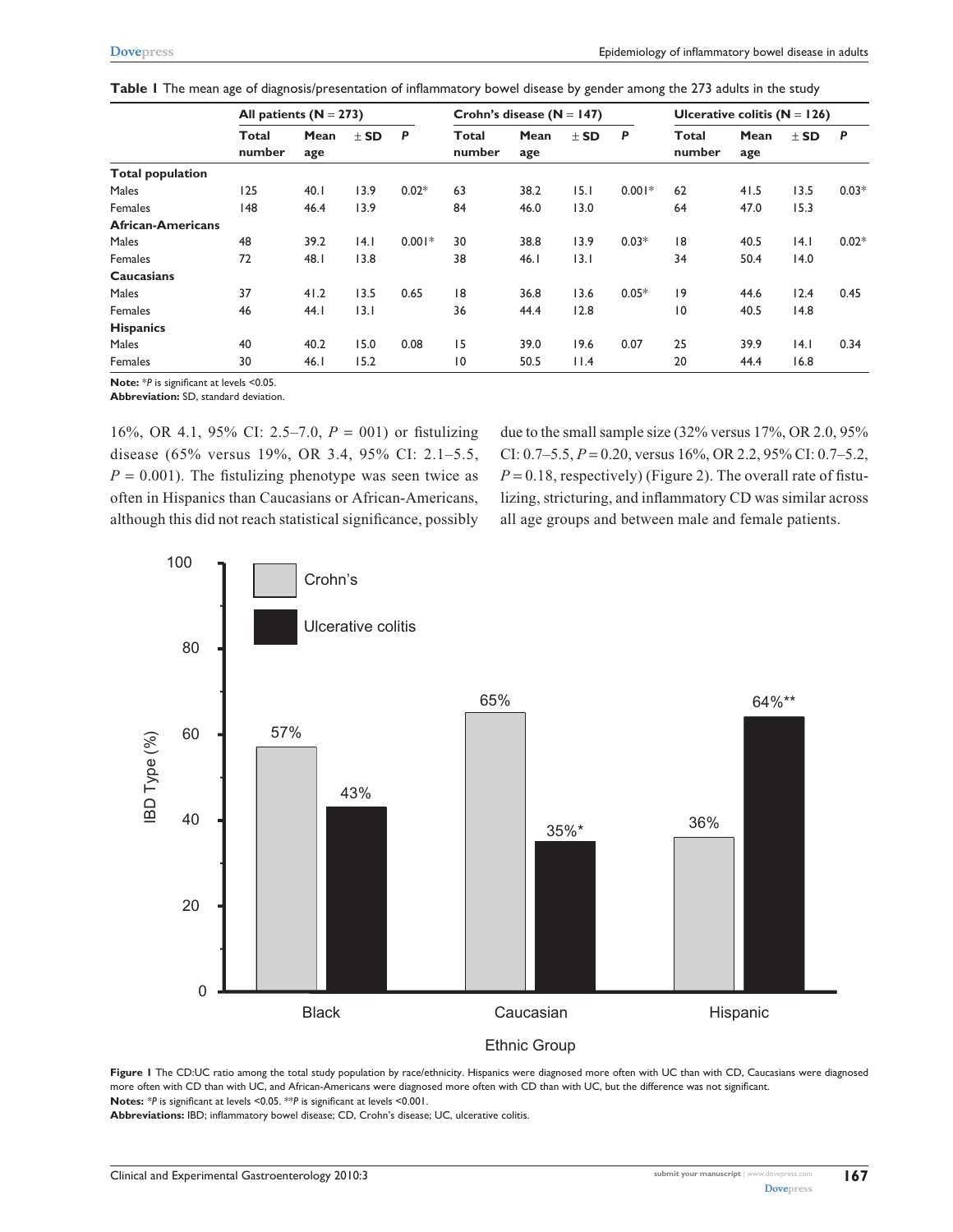**Table 1** The mean age of diagnosis/presentation of inflammatory bowel disease by gender among the 273 adults in the study

| | All patients (N = 273) | | | | Crohn's disease (N = 147) | | | | Ulcerative colitis (N = 126) | | | |
|---|---|---|---|---|---|---|---|---|---|---|---|---|
| | Total number | Mean age | ± SD | *P* | Total number | Mean age | ± SD | *P* | Total number | Mean age | ± SD | *P* |
| **Total population** | | | | | | | | | | | | |
| Males | 125 | 40.1 | 13.9 | 0.02* | 63 | 38.2 | 15.1 | 0.001* | 62 | 41.5 | 13.5 | 0.03* |
| Females | 148 | 46.4 | 13.9 | | 84 | 46.0 | 13.0 | | 64 | 47.0 | 15.3 | |
| **African-Americans** | | | | | | | | | | | | |
| Males | 48 | 39.2 | 14.1 | 0.001* | 30 | 38.8 | 13.9 | 0.03* | 18 | 40.5 | 14.1 | 0.02* |
| Females | 72 | 48.1 | 13.8 | | 38 | 46.1 | 13.1 | | 34 | 50.4 | 14.0 | |
| **Caucasians** | | | | | | | | | | | | |
| Males | 37 | 41.2 | 13.5 | 0.65 | 18 | 36.8 | 13.6 | 0.05* | 19 | 44.6 | 12.4 | 0.45 |
| Females | 46 | 44.1 | 13.1 | | 36 | 44.4 | 12.8 | | 10 | 40.5 | 14.8 | |
| **Hispanics** | | | | | | | | | | | | |
| Males | 40 | 40.2 | 15.0 | 0.08 | 15 | 39.0 | 19.6 | 0.07 | 25 | 39.9 | 14.1 | 0.34 |
| Females | 30 | 46.1 | 15.2 | | 10 | 50.5 | 11.4 | | 20 | 44.4 | 16.8 | |

**Note:** **P* is significant at levels <0.05.
**Abbreviation:** SD, standard deviation.

16%, OR 4.1, 95% CI: 2.5–7.0, $P$ = 001) or fistulizing disease (65% versus 19%, OR 3.4, 95% CI: 2.1–5.5, $P$ = 0.001). The fistulizing phenotype was seen twice as often in Hispanics than Caucasians or African-Americans, although this did not reach statistical significance, possibly due to the small sample size (32% versus 17%, OR 2.0, 95% CI: 0.7–5.5, $P$ = 0.20, versus 16%, OR 2.2, 95% CI: 0.7–5.2, $P$ = 0.18, respectively) (Figure 2). The overall rate of fistulizing, stricturing, and inflammatory CD was similar across all age groups and between male and female patients.

**Figure 1** The CD:UC ratio among the total study population by race/ethnicity. Hispanics were diagnosed more often with UC than with CD, Caucasians were diagnosed more often with CD than with UC, and African-Americans were diagnosed more often with CD than with UC, but the difference was not significant.
**Notes:** **P* is significant at levels <0.05. ***P* is significant at levels <0.001.
**Abbreviations:** IBD; inflammatory bowel disease; CD, Crohn's disease; UC, ulcerative colitis.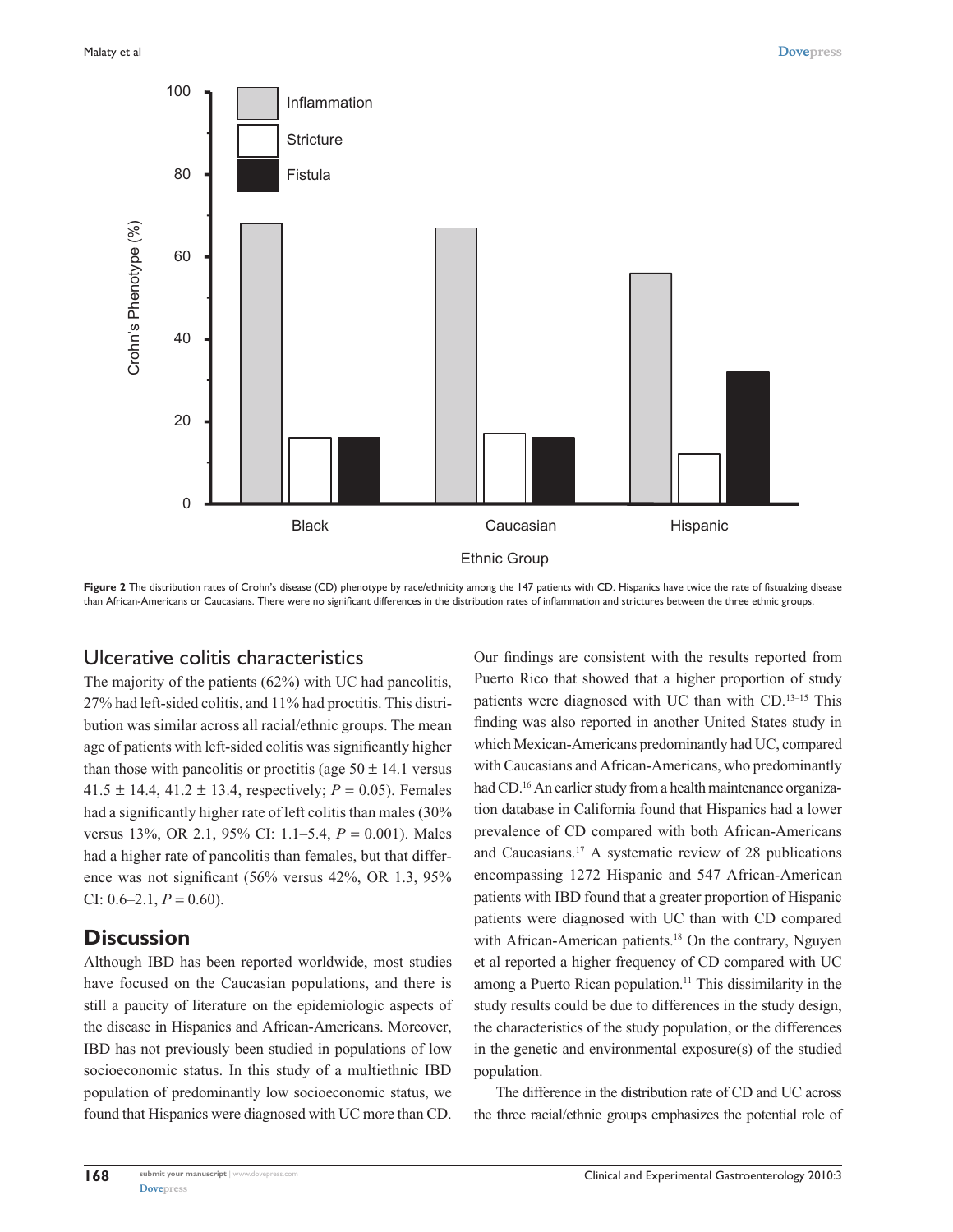**Figure 2** The distribution rates of Crohn's disease (CD) phenotype by race/ethnicity among the 147 patients with CD. Hispanics have twice the rate of fistualzing disease than African-Americans or Caucasians. There were no significant differences in the distribution rates of inflammation and strictures between the three ethnic groups.

## Ulcerative colitis characteristics

The majority of the patients (62%) with UC had pancolitis, 27% had left-sided colitis, and 11% had proctitis. This distribution was similar across all racial/ethnic groups. The mean age of patients with left-sided colitis was significantly higher than those with pancolitis or proctitis (age 50 ± 14.1 versus 41.5 ± 14.4, 41.2 ± 13.4, respectively; $P = 0.05$). Females had a significantly higher rate of left colitis than males (30% versus 13%, OR 2.1, 95% CI: 1.1–5.4, $P = 0.001$). Males had a higher rate of pancolitis than females, but that difference was not significant (56% versus 42%, OR 1.3, 95% CI: 0.6–2.1, $P = 0.60$).

## Discussion

Although IBD has been reported worldwide, most studies have focused on the Caucasian populations, and there is still a paucity of literature on the epidemiologic aspects of the disease in Hispanics and African-Americans. Moreover, IBD has not previously been studied in populations of low socioeconomic status. In this study of a multiethnic IBD population of predominantly low socioeconomic status, we found that Hispanics were diagnosed with UC more than CD. Our findings are consistent with the results reported from Puerto Rico that showed that a higher proportion of study patients were diagnosed with UC than with CD.[13–15] This finding was also reported in another United States study in which Mexican-Americans predominantly had UC, compared with Caucasians and African-Americans, who predominantly had CD.[16] An earlier study from a health maintenance organization database in California found that Hispanics had a lower prevalence of CD compared with both African-Americans and Caucasians.[17] A systematic review of 28 publications encompassing 1272 Hispanic and 547 African-American patients with IBD found that a greater proportion of Hispanic patients were diagnosed with UC than with CD compared with African-American patients.[18] On the contrary, Nguyen et al reported a higher frequency of CD compared with UC among a Puerto Rican population.[11] This dissimilarity in the study results could be due to differences in the study design, the characteristics of the study population, or the differences in the genetic and environmental exposure(s) of the studied population.

The difference in the distribution rate of CD and UC across the three racial/ethnic groups emphasizes the potential role of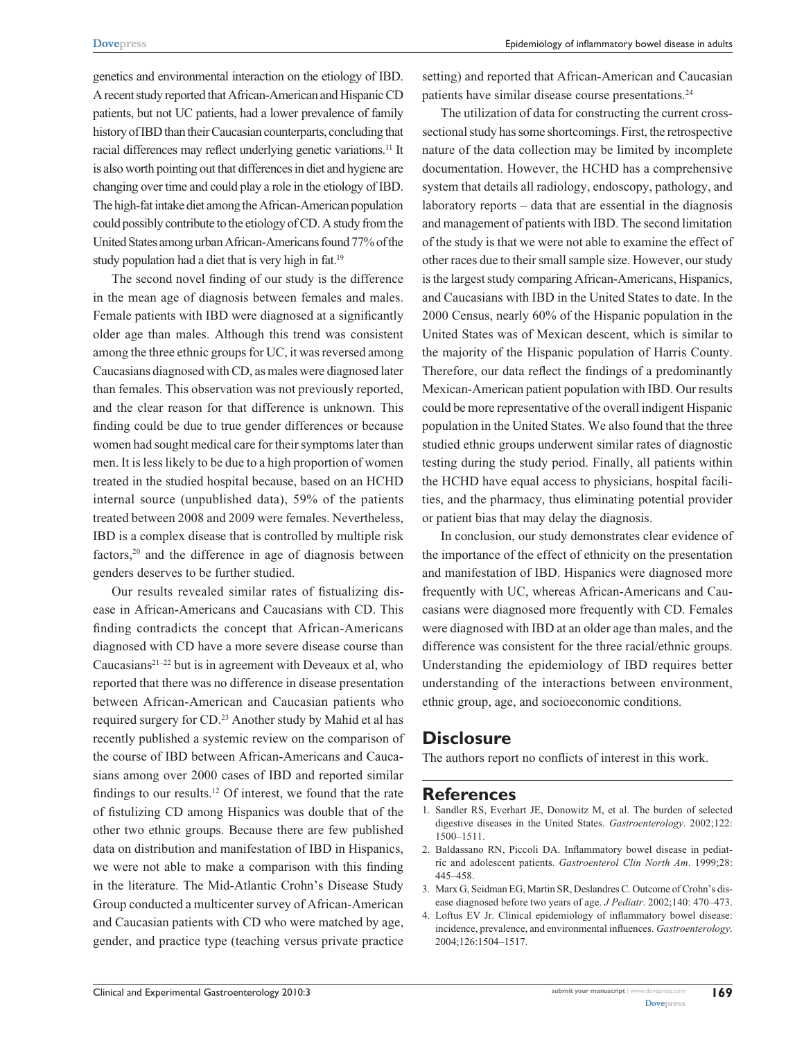genetics and environmental interaction on the etiology of IBD. A recent study reported that African-American and Hispanic CD patients, but not UC patients, had a lower prevalence of family history of IBD than their Caucasian counterparts, concluding that racial differences may reflect underlying genetic variations.[11] It is also worth pointing out that differences in diet and hygiene are changing over time and could play a role in the etiology of IBD. The high-fat intake diet among the African-American population could possibly contribute to the etiology of CD. A study from the United States among urban African-Americans found 77% of the study population had a diet that is very high in fat.[19]

The second novel finding of our study is the difference in the mean age of diagnosis between females and males. Female patients with IBD were diagnosed at a significantly older age than males. Although this trend was consistent among the three ethnic groups for UC, it was reversed among Caucasians diagnosed with CD, as males were diagnosed later than females. This observation was not previously reported, and the clear reason for that difference is unknown. This finding could be due to true gender differences or because women had sought medical care for their symptoms later than men. It is less likely to be due to a high proportion of women treated in the studied hospital because, based on an HCHD internal source (unpublished data), 59% of the patients treated between 2008 and 2009 were females. Nevertheless, IBD is a complex disease that is controlled by multiple risk factors,[20] and the difference in age of diagnosis between genders deserves to be further studied.

Our results revealed similar rates of fistualizing disease in African-Americans and Caucasians with CD. This finding contradicts the concept that African-Americans diagnosed with CD have a more severe disease course than Caucasians[21–22] but is in agreement with Deveaux et al, who reported that there was no difference in disease presentation between African-American and Caucasian patients who required surgery for CD.[23] Another study by Mahid et al has recently published a systemic review on the comparison of the course of IBD between African-Americans and Caucasians among over 2000 cases of IBD and reported similar findings to our results.[12] Of interest, we found that the rate of fistulizing CD among Hispanics was double that of the other two ethnic groups. Because there are few published data on distribution and manifestation of IBD in Hispanics, we were not able to make a comparison with this finding in the literature. The Mid-Atlantic Crohn's Disease Study Group conducted a multicenter survey of African-American and Caucasian patients with CD who were matched by age, gender, and practice type (teaching versus private practice setting) and reported that African-American and Caucasian patients have similar disease course presentations.[24]

The utilization of data for constructing the current cross-sectional study has some shortcomings. First, the retrospective nature of the data collection may be limited by incomplete documentation. However, the HCHD has a comprehensive system that details all radiology, endoscopy, pathology, and laboratory reports – data that are essential in the diagnosis and management of patients with IBD. The second limitation of the study is that we were not able to examine the effect of other races due to their small sample size. However, our study is the largest study comparing African-Americans, Hispanics, and Caucasians with IBD in the United States to date. In the 2000 Census, nearly 60% of the Hispanic population in the United States was of Mexican descent, which is similar to the majority of the Hispanic population of Harris County. Therefore, our data reflect the findings of a predominantly Mexican-American patient population with IBD. Our results could be more representative of the overall indigent Hispanic population in the United States. We also found that the three studied ethnic groups underwent similar rates of diagnostic testing during the study period. Finally, all patients within the HCHD have equal access to physicians, hospital facilities, and the pharmacy, thus eliminating potential provider or patient bias that may delay the diagnosis.

In conclusion, our study demonstrates clear evidence of the importance of the effect of ethnicity on the presentation and manifestation of IBD. Hispanics were diagnosed more frequently with UC, whereas African-Americans and Caucasians were diagnosed more frequently with CD. Females were diagnosed with IBD at an older age than males, and the difference was consistent for the three racial/ethnic groups. Understanding the epidemiology of IBD requires better understanding of the interactions between environment, ethnic group, age, and socioeconomic conditions.

## Disclosure

The authors report no conflicts of interest in this work.

## References

1. Sandler RS, Everhart JE, Donowitz M, et al. The burden of selected digestive diseases in the United States. *Gastroenterology*. 2002;122: 1500–1511.
2. Baldassano RN, Piccoli DA. Inflammatory bowel disease in pediatric and adolescent patients. *Gastroenterol Clin North Am*. 1999;28: 445–458.
3. Marx G, Seidman EG, Martin SR, Deslandres C. Outcome of Crohn's disease diagnosed before two years of age. *J Pediatr*. 2002;140: 470–473.
4. Loftus EV Jr. Clinical epidemiology of inflammatory bowel disease: incidence, prevalence, and environmental influences. *Gastroenterology*. 2004;126:1504–1517.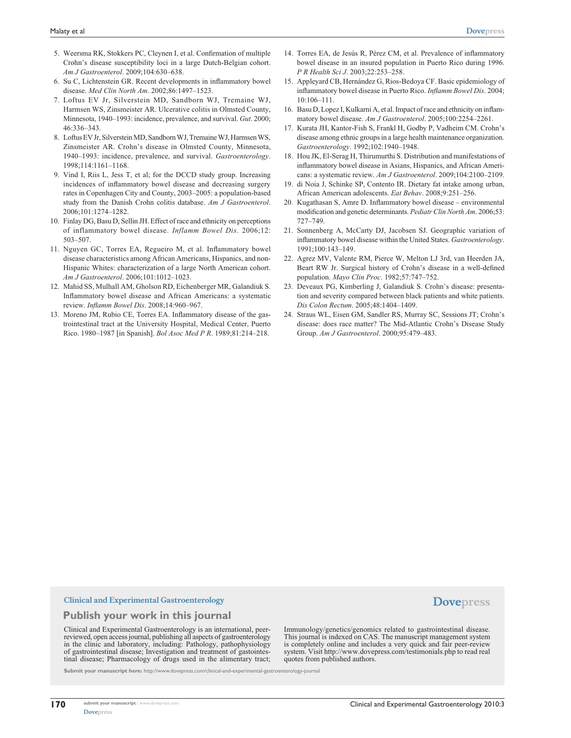5. Weersma RK, Stokkers PC, Cleynen I, et al. Confirmation of multiple Crohn's disease susceptibility loci in a large Dutch-Belgian cohort. *Am J Gastroenterol*. 2009;104:630–638.
6. Su C, Lichtenstein GR. Recent developments in inflammatory bowel disease. *Med Clin North Am*. 2002;86:1497–1523.
7. Loftus EV Jr, Silverstein MD, Sandborn WJ, Tremaine WJ, Harmsen WS, Zinsmeister AR. Ulcerative colitis in Olmsted County, Minnesota, 1940–1993: incidence, prevalence, and survival. *Gut*. 2000; 46:336–343.
8. Loftus EV Jr, Silverstein MD, Sandborn WJ, Tremaine WJ, Harmsen WS, Zinsmeister AR. Crohn's disease in Olmsted County, Minnesota, 1940–1993: incidence, prevalence, and survival. *Gastroenterology*. 1998;114:1161–1168.
9. Vind I, Riis L, Jess T, et al; for the DCCD study group. Increasing incidences of inflammatory bowel disease and decreasing surgery rates in Copenhagen City and County, 2003–2005: a population-based study from the Danish Crohn colitis database. *Am J Gastroenterol*. 2006;101:1274–1282.
10. Finlay DG, Basu D, Sellin JH. Effect of race and ethnicity on perceptions of inflammatory bowel disease. *Inflamm Bowel Dis*. 2006;12: 503–507.
11. Nguyen GC, Torres EA, Regueiro M, et al. Inflammatory bowel disease characteristics among African Americans, Hispanics, and non-Hispanic Whites: characterization of a large North American cohort. *Am J Gastroenterol*. 2006;101:1012–1023.
12. Mahid SS, Mulhall AM, Gholson RD, Eichenberger MR, Galandiuk S. Inflammatory bowel disease and African Americans: a systematic review. *Inflamm Bowel Dis*. 2008;14:960–967.
13. Moreno JM, Rubio CE, Torres EA. Inflammatory disease of the gastrointestinal tract at the University Hospital, Medical Center, Puerto Rico. 1980–1987 [in Spanish]. *Bol Asoc Med P R*. 1989;81:214–218.
14. Torres EA, de Jesús R, Pérez CM, et al. Prevalence of inflammatory bowel disease in an insured population in Puerto Rico during 1996. *P R Health Sci J*. 2003;22:253–258.
15. Appleyard CB, Hernández G, Rios-Bedoya CF. Basic epidemiology of inflammatory bowel disease in Puerto Rico. *Inflamm Bowel Dis*. 2004; 10:106–111.
16. Basu D, Lopez I, Kulkarni A, et al. Impact of race and ethnicity on inflammatory bowel disease. *Am J Gastroenterol*. 2005;100:2254–2261.
17. Kurata JH, Kantor-Fish S, Frankl H, Godby P, Vadheim CM. Crohn's disease among ethnic groups in a large health maintenance organization. *Gastroenterology*. 1992;102:1940–1948.
18. Hou JK, El-Serag H, Thirumurthi S. Distribution and manifestations of inflammatory bowel disease in Asians, Hispanics, and African Americans: a systematic review. *Am J Gastroenterol*. 2009;104:2100–2109.
19. di Noia J, Schinke SP, Contento IR. Dietary fat intake among urban, African American adolescents. *Eat Behav*. 2008;9:251–256.
20. Kugathasan S, Amre D. Inflammatory bowel disease – environmental modification and genetic determinants. *Pediatr Clin North Am*. 2006;53: 727–749.
21. Sonnenberg A, McCarty DJ, Jacobsen SJ. Geographic variation of inflammatory bowel disease within the United States. *Gastroenterology*. 1991;100:143–149.
22. Agrez MV, Valente RM, Pierce W, Melton LJ 3rd, van Heerden JA, Beart RW Jr. Surgical history of Crohn's disease in a well-defined population. *Mayo Clin Proc*. 1982;57:747–752.
23. Deveaux PG, Kimberling J, Galandiuk S. Crohn's disease: presentation and severity compared between black patients and white patients. *Dis Colon Rectum*. 2005;48:1404–1409.
24. Straus WL, Eisen GM, Sandler RS, Murray SC, Sessions JT; Crohn's disease: does race matter? The Mid-Atlantic Crohn's Disease Study Group. *Am J Gastroenterol*. 2000;95:479–483.

**Clinical and Experimental Gastroenterology**

## Publish your work in this journal

Clinical and Experimental Gastroenterology is an international, peer-reviewed, open access journal, publishing all aspects of gastroenterology in the clinic and laboratory, including: Pathology, pathophysiology of gastrointestinal disease; Investigation and treatment of gastointestinal disease; Pharmacology of drugs used in the alimentary tract; Immunology/genetics/genomics related to gastrointestinal disease. This journal is indexed on CAS. The manuscript management system is completely online and includes a very quick and fair peer-review system. Visit http://www.dovepress.com/testimonials.php to read real quotes from published authors.

**Submit your manuscript here:** http://www.dovepress.com/clinical-and-experimental-gastroenterology-journal